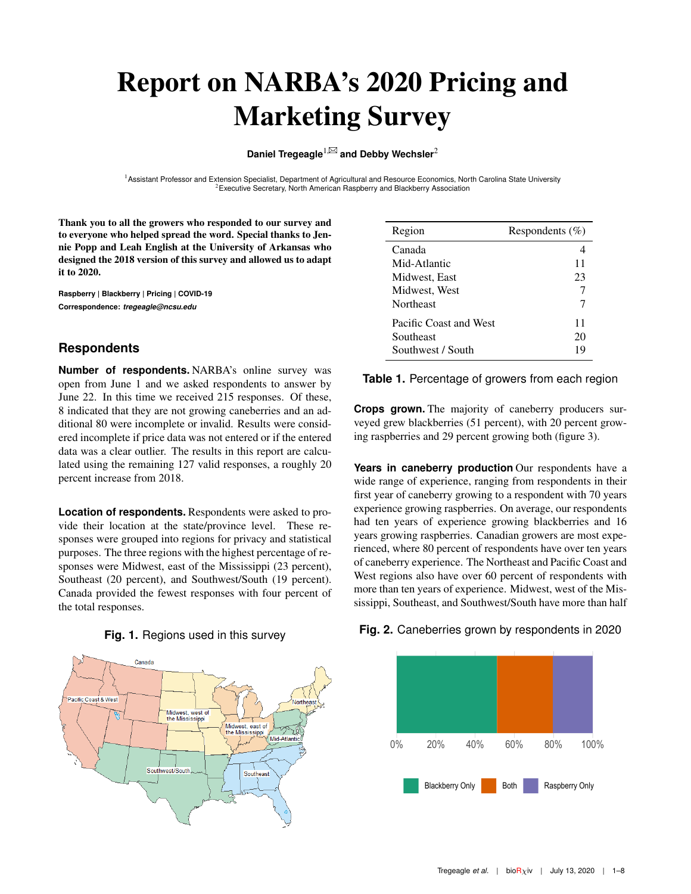# Report on NARBA's 2020 Pricing and Marketing Survey

**Daniel Tregeagle**[1,✉] **and Debby Wechsler**[2]

[1]Assistant Professor and Extension Specialist, Department of Agricultural and Resource Economics, North Carolina State University
[2]Executive Secretary, North American Raspberry and Blackberry Association

**Thank you to all the growers who responded to our survey and to everyone who helped spread the word. Special thanks to Jennie Popp and Leah English at the University of Arkansas who designed the 2018 version of this survey and allowed us to adapt it to 2020.**

**Raspberry | Blackberry | Pricing | COVID-19**
**Correspondence:** ***tregeagle@ncsu.edu***

## Respondents

**Number of respondents.** NARBA's online survey was open from June 1 and we asked respondents to answer by June 22. In this time we received 215 responses. Of these, 8 indicated that they are not growing caneberries and an additional 80 were incomplete or invalid. Results were considered incomplete if price data was not entered or if the entered data was a clear outlier. The results in this report are calculated using the remaining 127 valid responses, a roughly 20 percent increase from 2018.

**Location of respondents.** Respondents were asked to provide their location at the state/province level. These responses were grouped into regions for privacy and statistical purposes. The three regions with the highest percentage of responses were Midwest, east of the Mississippi (23 percent), Southeast (20 percent), and Southwest/South (19 percent). Canada provided the fewest responses with four percent of the total responses.

**Fig. 1.** Regions used in this survey

| Region | Respondents (%) |
|---|---|
| Canada | 4 |
| Mid-Atlantic | 11 |
| Midwest, East | 23 |
| Midwest, West | 7 |
| Northeast | 7 |
| Pacific Coast and West | 11 |
| Southeast | 20 |
| Southwest / South | 19 |

**Table 1.** Percentage of growers from each region

**Crops grown.** The majority of caneberry producers surveyed grew blackberries (51 percent), with 20 percent growing raspberries and 29 percent growing both (figure 3).

**Years in caneberry production** Our respondents have a wide range of experience, ranging from respondents in their first year of caneberry growing to a respondent with 70 years experience growing raspberries. On average, our respondents had ten years of experience growing blackberries and 16 years growing raspberries. Canadian growers are most experienced, where 80 percent of respondents have over ten years of caneberry experience. The Northeast and Pacific Coast and West regions also have over 60 percent of respondents with more than ten years of experience. Midwest, west of the Mississippi, Southeast, and Southwest/South have more than half

**Fig. 2.** Caneberries grown by respondents in 2020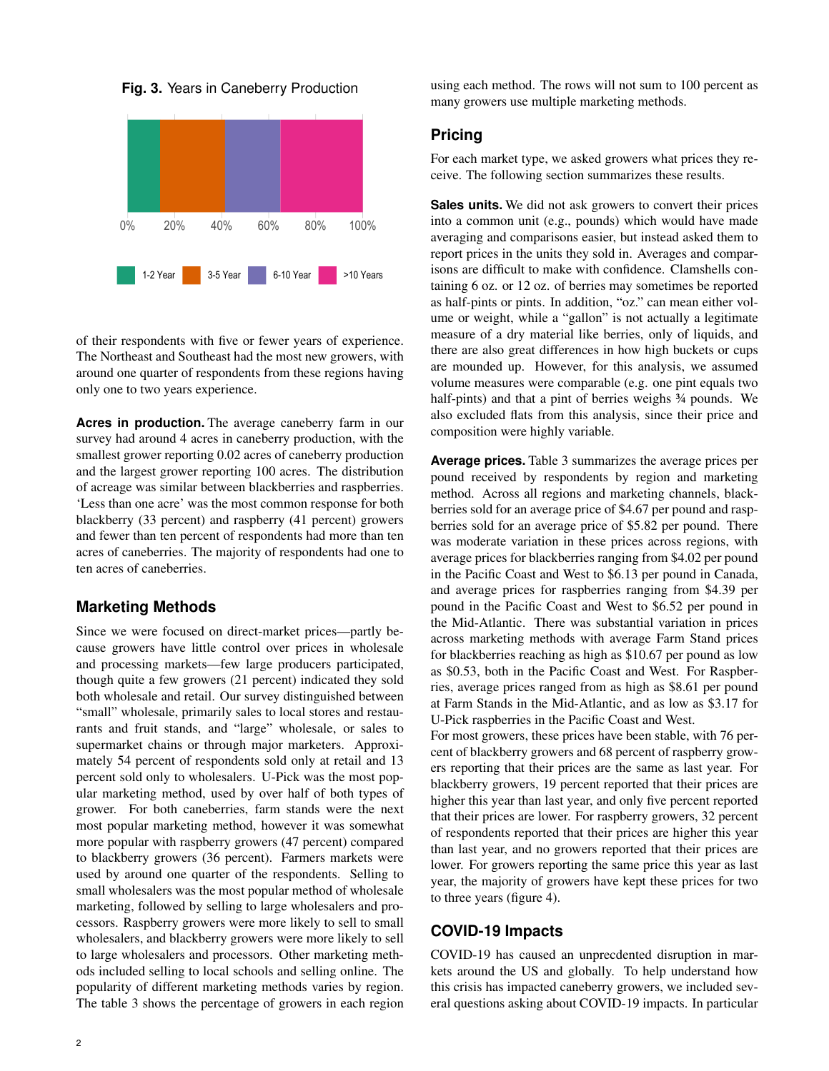**Fig. 3.** Years in Caneberry Production

of their respondents with five or fewer years of experience. The Northeast and Southeast had the most new growers, with around one quarter of respondents from these regions having only one to two years experience.

**Acres in production.** The average caneberry farm in our survey had around 4 acres in caneberry production, with the smallest grower reporting 0.02 acres of caneberry production and the largest grower reporting 100 acres. The distribution of acreage was similar between blackberries and raspberries. 'Less than one acre' was the most common response for both blackberry (33 percent) and raspberry (41 percent) growers and fewer than ten percent of respondents had more than ten acres of caneberries. The majority of respondents had one to ten acres of caneberries.

## Marketing Methods

Since we were focused on direct-market prices—partly because growers have little control over prices in wholesale and processing markets—few large producers participated, though quite a few growers (21 percent) indicated they sold both wholesale and retail. Our survey distinguished between "small" wholesale, primarily sales to local stores and restaurants and fruit stands, and "large" wholesale, or sales to supermarket chains or through major marketers. Approximately 54 percent of respondents sold only at retail and 13 percent sold only to wholesalers. U-Pick was the most popular marketing method, used by over half of both types of grower. For both caneberries, farm stands were the next most popular marketing method, however it was somewhat more popular with raspberry growers (47 percent) compared to blackberry growers (36 percent). Farmers markets were used by around one quarter of the respondents. Selling to small wholesalers was the most popular method of wholesale marketing, followed by selling to large wholesalers and processors. Raspberry growers were more likely to sell to small wholesalers, and blackberry growers were more likely to sell to large wholesalers and processors. Other marketing methods included selling to local schools and selling online. The popularity of different marketing methods varies by region. The table 3 shows the percentage of growers in each region using each method. The rows will not sum to 100 percent as many growers use multiple marketing methods.

## Pricing

For each market type, we asked growers what prices they receive. The following section summarizes these results.

**Sales units.** We did not ask growers to convert their prices into a common unit (e.g., pounds) which would have made averaging and comparisons easier, but instead asked them to report prices in the units they sold in. Averages and comparisons are difficult to make with confidence. Clamshells containing 6 oz. or 12 oz. of berries may sometimes be reported as half-pints or pints. In addition, "oz." can mean either volume or weight, while a "gallon" is not actually a legitimate measure of a dry material like berries, only of liquids, and there are also great differences in how high buckets or cups are mounded up. However, for this analysis, we assumed volume measures were comparable (e.g. one pint equals two half-pints) and that a pint of berries weighs ¾ pounds. We also excluded flats from this analysis, since their price and composition were highly variable.

**Average prices.** Table 3 summarizes the average prices per pound received by respondents by region and marketing method. Across all regions and marketing channels, blackberries sold for an average price of $4.67 per pound and raspberries sold for an average price of $5.82 per pound. There was moderate variation in these prices across regions, with average prices for blackberries ranging from $4.02 per pound in the Pacific Coast and West to $6.13 per pound in Canada, and average prices for raspberries ranging from $4.39 per pound in the Pacific Coast and West to $6.52 per pound in the Mid-Atlantic. There was substantial variation in prices across marketing methods with average Farm Stand prices for blackberries reaching as high as $10.67 per pound as low as $0.53, both in the Pacific Coast and West. For Raspberries, average prices ranged from as high as $8.61 per pound at Farm Stands in the Mid-Atlantic, and as low as $3.17 for U-Pick raspberries in the Pacific Coast and West.

For most growers, these prices have been stable, with 76 percent of blackberry growers and 68 percent of raspberry growers reporting that their prices are the same as last year. For blackberry growers, 19 percent reported that their prices are higher this year than last year, and only five percent reported that their prices are lower. For raspberry growers, 32 percent of respondents reported that their prices are higher this year than last year, and no growers reported that their prices are lower. For growers reporting the same price this year as last year, the majority of growers have kept these prices for two to three years (figure 4).

## COVID-19 Impacts

COVID-19 has caused an unprecdented disruption in markets around the US and globally. To help understand how this crisis has impacted caneberry growers, we included several questions asking about COVID-19 impacts. In particular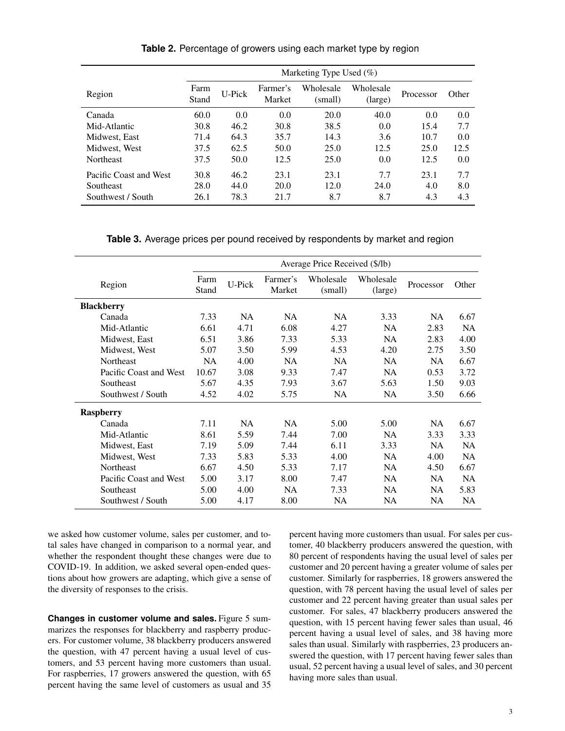**Table 2.** Percentage of growers using each market type by region

| Region | Marketing Type Used (%) | | | | | | |
|---|---|---|---|---|---|---|---|
| | Farm Stand | U-Pick | Farmer's Market | Wholesale (small) | Wholesale (large) | Processor | Other |
| Canada | 60.0 | 0.0 | 0.0 | 20.0 | 40.0 | 0.0 | 0.0 |
| Mid-Atlantic | 30.8 | 46.2 | 30.8 | 38.5 | 0.0 | 15.4 | 7.7 |
| Midwest, East | 71.4 | 64.3 | 35.7 | 14.3 | 3.6 | 10.7 | 0.0 |
| Midwest, West | 37.5 | 62.5 | 50.0 | 25.0 | 12.5 | 25.0 | 12.5 |
| Northeast | 37.5 | 50.0 | 12.5 | 25.0 | 0.0 | 12.5 | 0.0 |
| Pacific Coast and West | 30.8 | 46.2 | 23.1 | 23.1 | 7.7 | 23.1 | 7.7 |
| Southeast | 28.0 | 44.0 | 20.0 | 12.0 | 24.0 | 4.0 | 8.0 |
| Southwest / South | 26.1 | 78.3 | 21.7 | 8.7 | 8.7 | 4.3 | 4.3 |

**Table 3.** Average prices per pound received by respondents by market and region

| Region | Average Price Received ($/lb) | | | | | | |
|---|---|---|---|---|---|---|---|
| | Farm Stand | U-Pick | Farmer's Market | Wholesale (small) | Wholesale (large) | Processor | Other |
| **Blackberry** | | | | | | | |
| Canada | 7.33 | NA | NA | NA | 3.33 | NA | 6.67 |
| Mid-Atlantic | 6.61 | 4.71 | 6.08 | 4.27 | NA | 2.83 | NA |
| Midwest, East | 6.51 | 3.86 | 7.33 | 5.33 | NA | 2.83 | 4.00 |
| Midwest, West | 5.07 | 3.50 | 5.99 | 4.53 | 4.20 | 2.75 | 3.50 |
| Northeast | NA | 4.00 | NA | NA | NA | NA | 6.67 |
| Pacific Coast and West | 10.67 | 3.08 | 9.33 | 7.47 | NA | 0.53 | 3.72 |
| Southeast | 5.67 | 4.35 | 7.93 | 3.67 | 5.63 | 1.50 | 9.03 |
| Southwest / South | 4.52 | 4.02 | 5.75 | NA | NA | 3.50 | 6.66 |
| **Raspberry** | | | | | | | |
| Canada | 7.11 | NA | NA | 5.00 | 5.00 | NA | 6.67 |
| Mid-Atlantic | 8.61 | 5.59 | 7.44 | 7.00 | NA | 3.33 | 3.33 |
| Midwest, East | 7.19 | 5.09 | 7.44 | 6.11 | 3.33 | NA | NA |
| Midwest, West | 7.33 | 5.83 | 5.33 | 4.00 | NA | 4.00 | NA |
| Northeast | 6.67 | 4.50 | 5.33 | 7.17 | NA | 4.50 | 6.67 |
| Pacific Coast and West | 5.00 | 3.17 | 8.00 | 7.47 | NA | NA | NA |
| Southeast | 5.00 | 4.00 | NA | 7.33 | NA | NA | 5.83 |
| Southwest / South | 5.00 | 4.17 | 8.00 | NA | NA | NA | NA |

we asked how customer volume, sales per customer, and total sales have changed in comparison to a normal year, and whether the respondent thought these changes were due to COVID-19. In addition, we asked several open-ended questions about how growers are adapting, which give a sense of the diversity of responses to the crisis.

**Changes in customer volume and sales.** Figure 5 summarizes the responses for blackberry and raspberry producers. For customer volume, 38 blackberry producers answered the question, with 47 percent having a usual level of customers, and 53 percent having more customers than usual. For raspberries, 17 growers answered the question, with 65 percent having the same level of customers as usual and 35 percent having more customers than usual. For sales per customer, 40 blackberry producers answered the question, with 80 percent of respondents having the usual level of sales per customer and 20 percent having a greater volume of sales per customer. Similarly for raspberries, 18 growers answered the question, with 78 percent having the usual level of sales per customer and 22 percent having greater than usual sales per customer. For sales, 47 blackberry producers answered the question, with 15 percent having fewer sales than usual, 46 percent having a usual level of sales, and 38 having more sales than usual. Similarly with raspberries, 23 producers answered the question, with 17 percent having fewer sales than usual, 52 percent having a usual level of sales, and 30 percent having more sales than usual.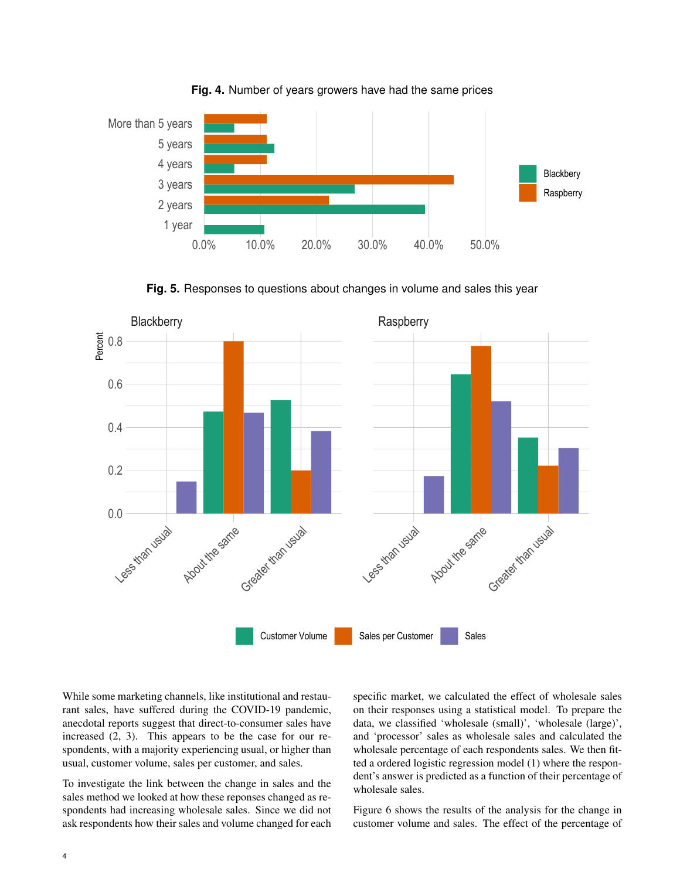**Fig. 4.** Number of years growers have had the same prices

**Fig. 5.** Responses to questions about changes in volume and sales this year

While some marketing channels, like institutional and restaurant sales, have suffered during the COVID-19 pandemic, anecdotal reports suggest that direct-to-consumer sales have increased (2, 3). This appears to be the case for our respondents, with a majority experiencing usual, or higher than usual, customer volume, sales per customer, and sales.

To investigate the link between the change in sales and the sales method we looked at how these reponses changed as respondents had increasing wholesale sales. Since we did not ask respondents how their sales and volume changed for each specific market, we calculated the effect of wholesale sales on their responses using a statistical model. To prepare the data, we classified 'wholesale (small)', 'wholesale (large)', and 'processor' sales as wholesale sales and calculated the wholesale percentage of each respondents sales. We then fitted a ordered logistic regression model (1) where the respondent's answer is predicted as a function of their percentage of wholesale sales.

Figure 6 shows the results of the analysis for the change in customer volume and sales. The effect of the percentage of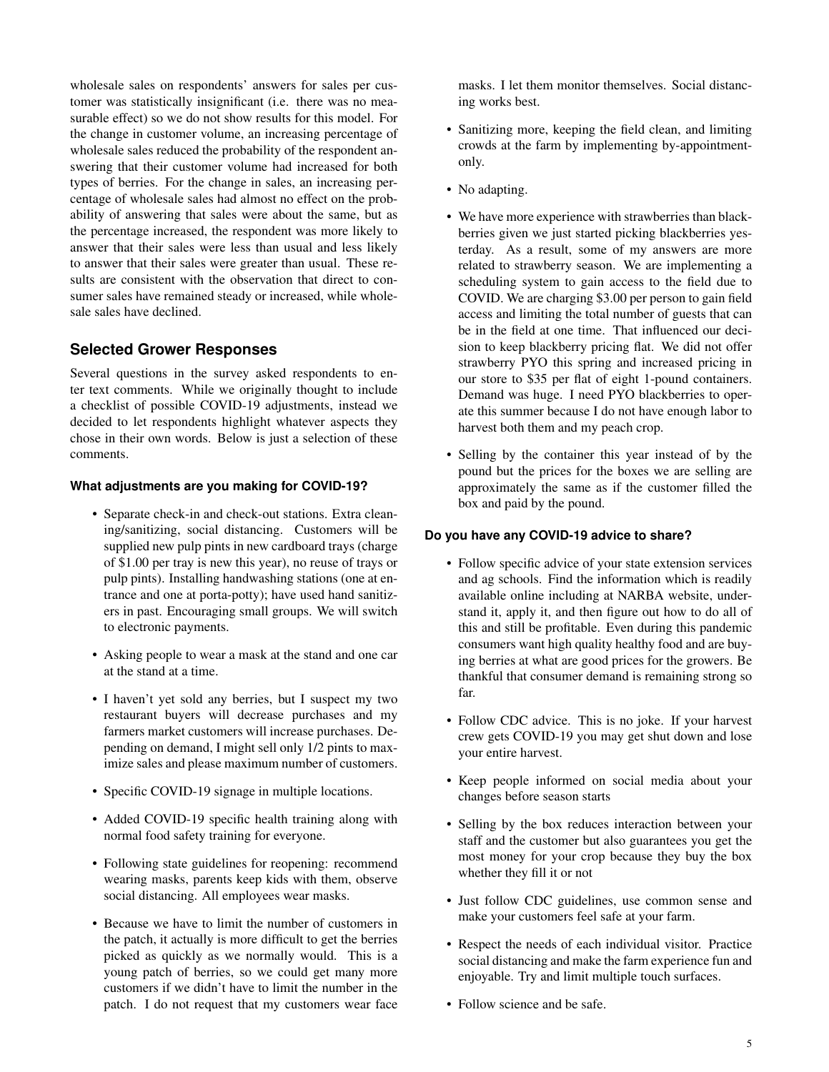wholesale sales on respondents' answers for sales per customer was statistically insignificant (i.e. there was no measurable effect) so we do not show results for this model. For the change in customer volume, an increasing percentage of wholesale sales reduced the probability of the respondent answering that their customer volume had increased for both types of berries. For the change in sales, an increasing percentage of wholesale sales had almost no effect on the probability of answering that sales were about the same, but as the percentage increased, the respondent was more likely to answer that their sales were less than usual and less likely to answer that their sales were greater than usual. These results are consistent with the observation that direct to consumer sales have remained steady or increased, while wholesale sales have declined.

## Selected Grower Responses

Several questions in the survey asked respondents to enter text comments. While we originally thought to include a checklist of possible COVID-19 adjustments, instead we decided to let respondents highlight whatever aspects they chose in their own words. Below is just a selection of these comments.

### What adjustments are you making for COVID-19?

- Separate check-in and check-out stations. Extra cleaning/sanitizing, social distancing. Customers will be supplied new pulp pints in new cardboard trays (charge of $1.00 per tray is new this year), no reuse of trays or pulp pints). Installing handwashing stations (one at entrance and one at porta-potty); have used hand sanitizers in past. Encouraging small groups. We will switch to electronic payments.
- Asking people to wear a mask at the stand and one car at the stand at a time.
- I haven't yet sold any berries, but I suspect my two restaurant buyers will decrease purchases and my farmers market customers will increase purchases. Depending on demand, I might sell only 1/2 pints to maximize sales and please maximum number of customers.
- Specific COVID-19 signage in multiple locations.
- Added COVID-19 specific health training along with normal food safety training for everyone.
- Following state guidelines for reopening: recommend wearing masks, parents keep kids with them, observe social distancing. All employees wear masks.
- Because we have to limit the number of customers in the patch, it actually is more difficult to get the berries picked as quickly as we normally would. This is a young patch of berries, so we could get many more customers if we didn't have to limit the number in the patch. I do not request that my customers wear face masks. I let them monitor themselves. Social distancing works best.
- Sanitizing more, keeping the field clean, and limiting crowds at the farm by implementing by-appointment-only.
- No adapting.
- We have more experience with strawberries than blackberries given we just started picking blackberries yesterday. As a result, some of my answers are more related to strawberry season. We are implementing a scheduling system to gain access to the field due to COVID. We are charging $3.00 per person to gain field access and limiting the total number of guests that can be in the field at one time. That influenced our decision to keep blackberry pricing flat. We did not offer strawberry PYO this spring and increased pricing in our store to $35 per flat of eight 1-pound containers. Demand was huge. I need PYO blackberries to operate this summer because I do not have enough labor to harvest both them and my peach crop.
- Selling by the container this year instead of by the pound but the prices for the boxes we are selling are approximately the same as if the customer filled the box and paid by the pound.

### Do you have any COVID-19 advice to share?

- Follow specific advice of your state extension services and ag schools. Find the information which is readily available online including at NARBA website, understand it, apply it, and then figure out how to do all of this and still be profitable. Even during this pandemic consumers want high quality healthy food and are buying berries at what are good prices for the growers. Be thankful that consumer demand is remaining strong so far.
- Follow CDC advice. This is no joke. If your harvest crew gets COVID-19 you may get shut down and lose your entire harvest.
- Keep people informed on social media about your changes before season starts
- Selling by the box reduces interaction between your staff and the customer but also guarantees you get the most money for your crop because they buy the box whether they fill it or not
- Just follow CDC guidelines, use common sense and make your customers feel safe at your farm.
- Respect the needs of each individual visitor. Practice social distancing and make the farm experience fun and enjoyable. Try and limit multiple touch surfaces.
- Follow science and be safe.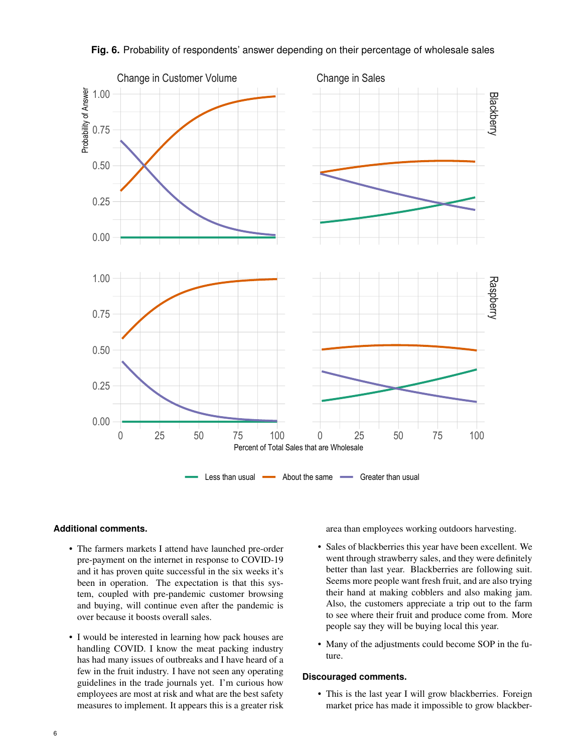**Fig. 6.** Probability of respondents' answer depending on their percentage of wholesale sales

**Additional comments.**

- The farmers markets I attend have launched pre-order pre-payment on the internet in response to COVID-19 and it has proven quite successful in the six weeks it's been in operation. The expectation is that this system, coupled with pre-pandemic customer browsing and buying, will continue even after the pandemic is over because it boosts overall sales.

- I would be interested in learning how pack houses are handling COVID. I know the meat packing industry has had many issues of outbreaks and I have heard of a few in the fruit industry. I have not seen any operating guidelines in the trade journals yet. I'm curious how employees are most at risk and what are the best safety measures to implement. It appears this is a greater risk area than employees working outdoors harvesting.

- Sales of blackberries this year have been excellent. We went through strawberry sales, and they were definitely better than last year. Blackberries are following suit. Seems more people want fresh fruit, and are also trying their hand at making cobblers and also making jam. Also, the customers appreciate a trip out to the farm to see where their fruit and produce come from. More people say they will be buying local this year.

- Many of the adjustments could become SOP in the future.

**Discouraged comments.**

- This is the last year I will grow blackberries. Foreign market price has made it impossible to grow blackber-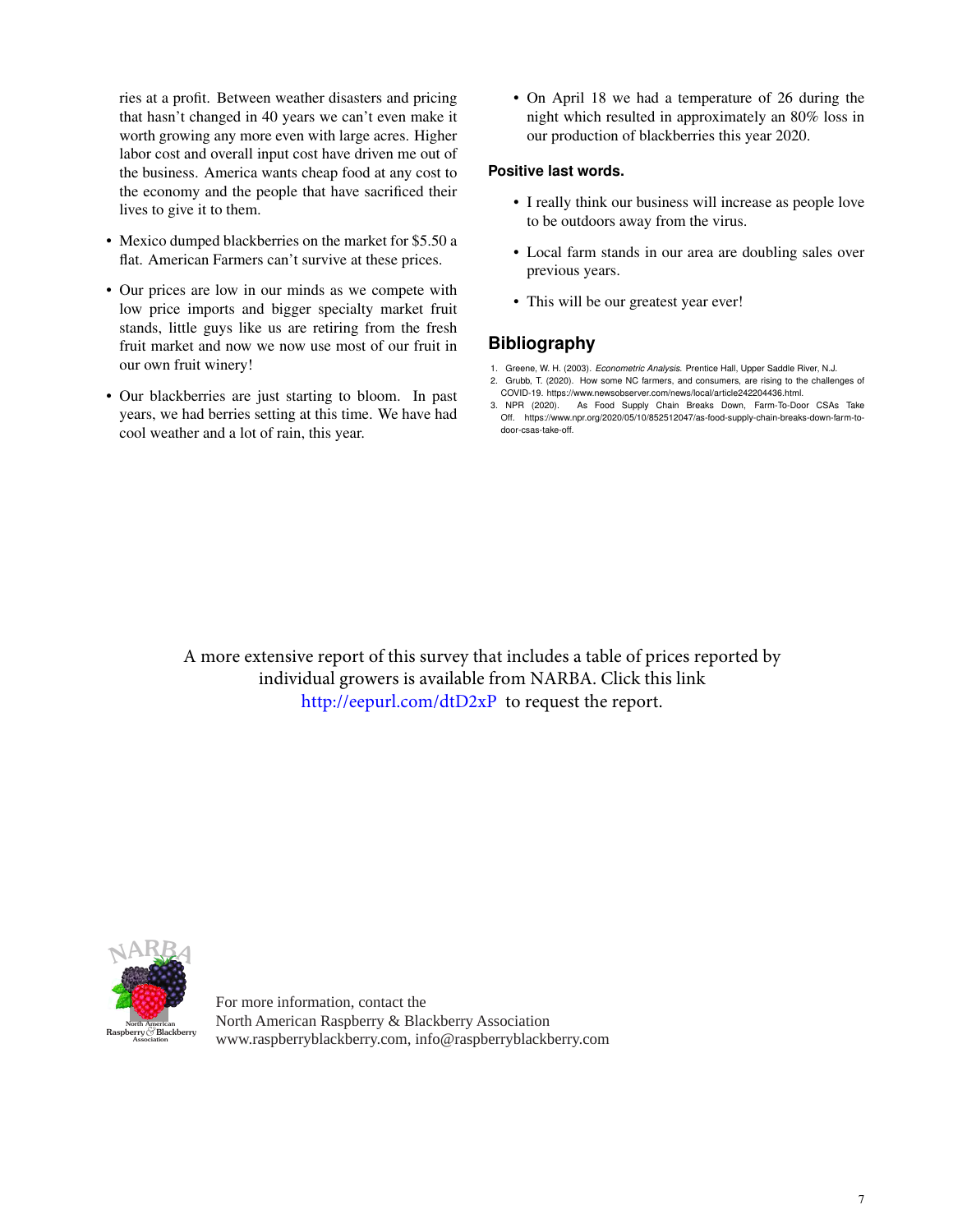ries at a profit. Between weather disasters and pricing that hasn't changed in 40 years we can't even make it worth growing any more even with large acres. Higher labor cost and overall input cost have driven me out of the business. America wants cheap food at any cost to the economy and the people that have sacrificed their lives to give it to them.

- Mexico dumped blackberries on the market for $5.50 a flat. American Farmers can't survive at these prices.
- Our prices are low in our minds as we compete with low price imports and bigger specialty market fruit stands, little guys like us are retiring from the fresh fruit market and now we now use most of our fruit in our own fruit winery!
- Our blackberries are just starting to bloom. In past years, we had berries setting at this time. We have had cool weather and a lot of rain, this year.
- On April 18 we had a temperature of 26 during the night which resulted in approximately an 80% loss in our production of blackberries this year 2020.

### Positive last words.

- I really think our business will increase as people love to be outdoors away from the virus.
- Local farm stands in our area are doubling sales over previous years.
- This will be our greatest year ever!

## Bibliography

1. Greene, W. H. (2003). *Econometric Analysis.* Prentice Hall, Upper Saddle River, N.J.
2. Grubb, T. (2020). How some NC farmers, and consumers, are rising to the challenges of COVID-19. https://www.newsobserver.com/news/local/article242204436.html.
3. NPR (2020). As Food Supply Chain Breaks Down, Farm-To-Door CSAs Take Off. https://www.npr.org/2020/05/10/852512047/as-food-supply-chain-breaks-down-farm-to-door-csas-take-off.

A more extensive report of this survey that includes a table of prices reported by individual growers is available from NARBA. Click this link http://eepurl.com/dtD2xP to request the report.

NARBA North American Raspberry & Blackberry Association

For more information, contact the
North American Raspberry & Blackberry Association
www.raspberryblackberry.com, info@raspberryblackberry.com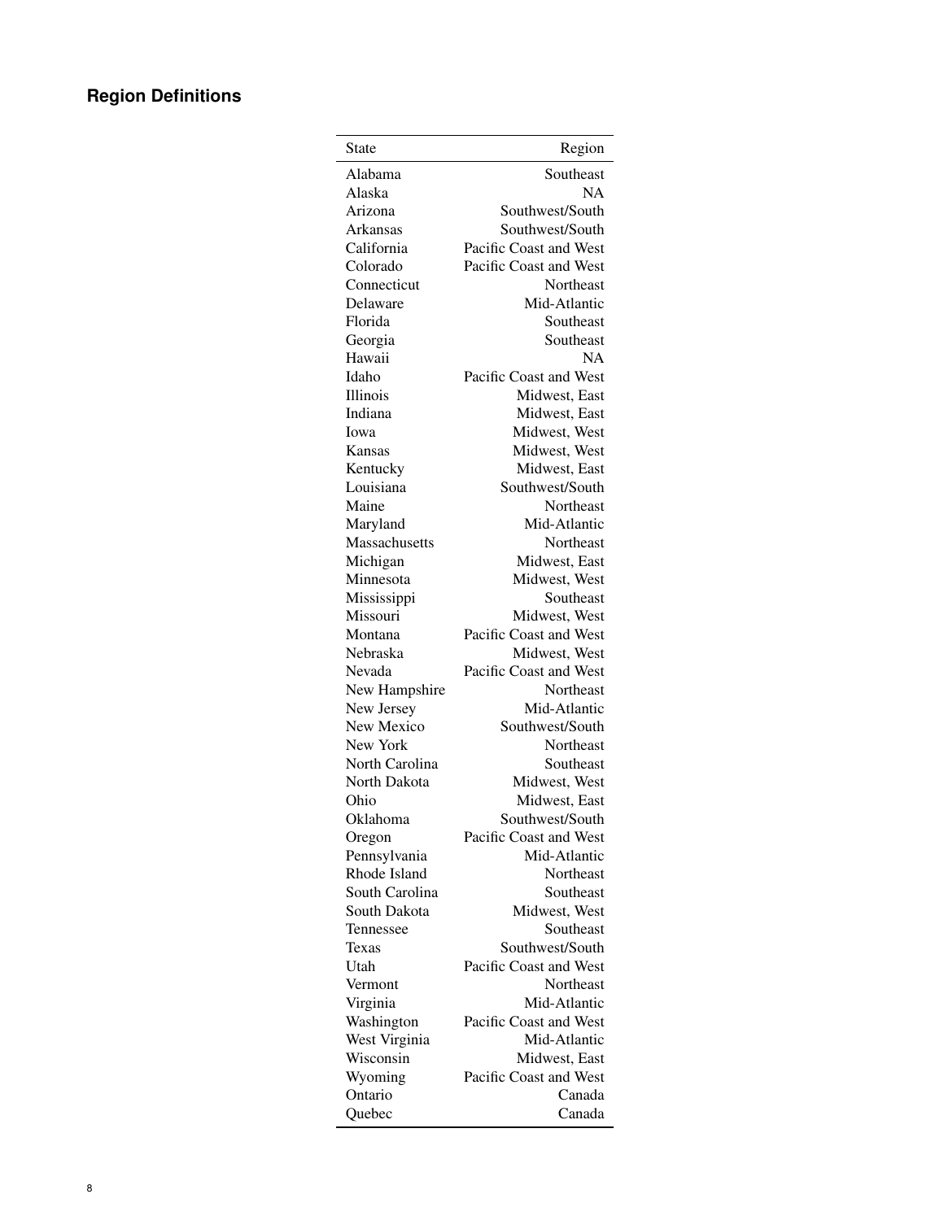## Region Definitions

| State | Region |
|---|---|
| Alabama | Southeast |
| Alaska | NA |
| Arizona | Southwest/South |
| Arkansas | Southwest/South |
| California | Pacific Coast and West |
| Colorado | Pacific Coast and West |
| Connecticut | Northeast |
| Delaware | Mid-Atlantic |
| Florida | Southeast |
| Georgia | Southeast |
| Hawaii | NA |
| Idaho | Pacific Coast and West |
| Illinois | Midwest, East |
| Indiana | Midwest, East |
| Iowa | Midwest, West |
| Kansas | Midwest, West |
| Kentucky | Midwest, East |
| Louisiana | Southwest/South |
| Maine | Northeast |
| Maryland | Mid-Atlantic |
| Massachusetts | Northeast |
| Michigan | Midwest, East |
| Minnesota | Midwest, West |
| Mississippi | Southeast |
| Missouri | Midwest, West |
| Montana | Pacific Coast and West |
| Nebraska | Midwest, West |
| Nevada | Pacific Coast and West |
| New Hampshire | Northeast |
| New Jersey | Mid-Atlantic |
| New Mexico | Southwest/South |
| New York | Northeast |
| North Carolina | Southeast |
| North Dakota | Midwest, West |
| Ohio | Midwest, East |
| Oklahoma | Southwest/South |
| Oregon | Pacific Coast and West |
| Pennsylvania | Mid-Atlantic |
| Rhode Island | Northeast |
| South Carolina | Southeast |
| South Dakota | Midwest, West |
| Tennessee | Southeast |
| Texas | Southwest/South |
| Utah | Pacific Coast and West |
| Vermont | Northeast |
| Virginia | Mid-Atlantic |
| Washington | Pacific Coast and West |
| West Virginia | Mid-Atlantic |
| Wisconsin | Midwest, East |
| Wyoming | Pacific Coast and West |
| Ontario | Canada |
| Quebec | Canada |